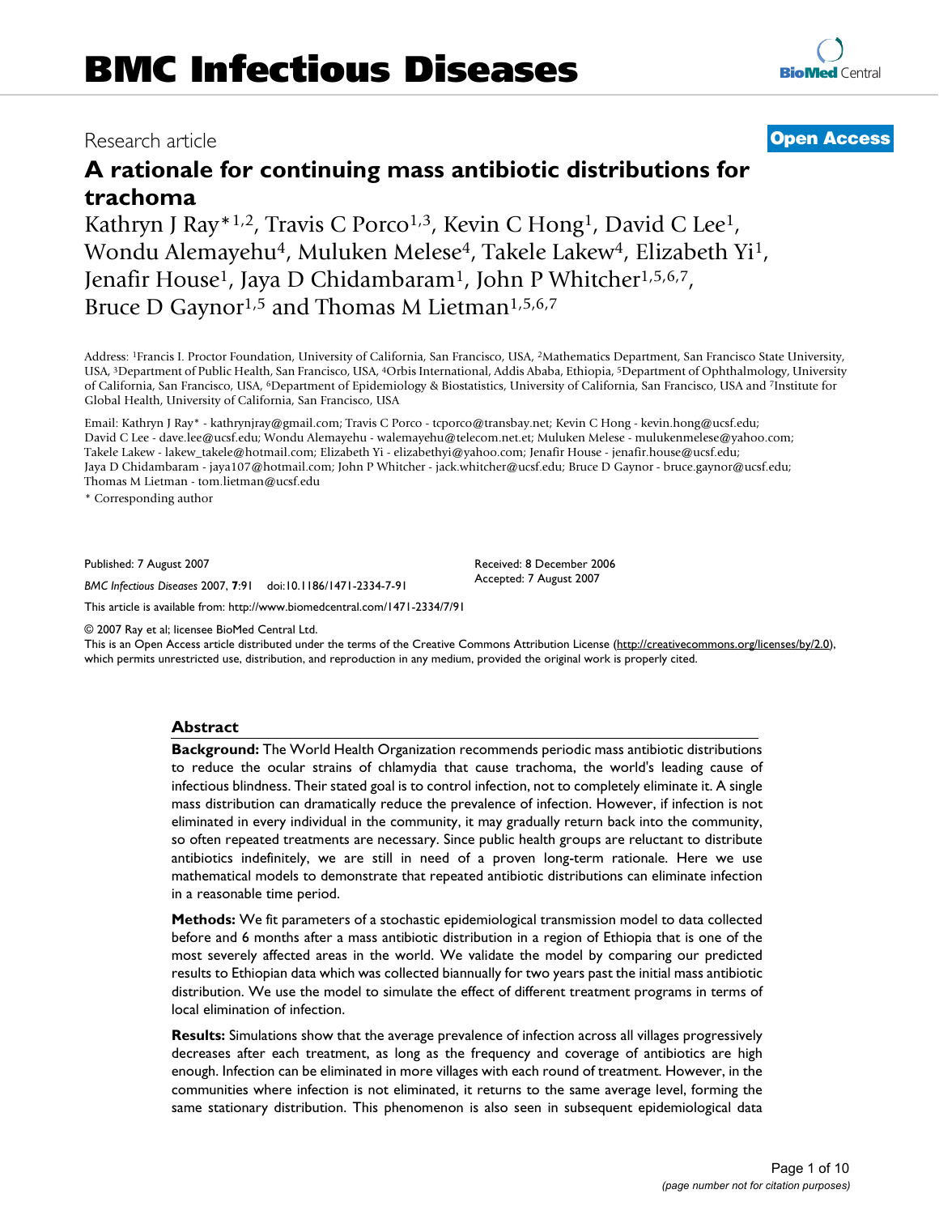# BMC Infectious Diseases

Research article

**Open Access**

## A rationale for continuing mass antibiotic distributions for trachoma

Kathryn J Ray*[1,2], Travis C Porco[1,3], Kevin C Hong[1], David C Lee[1], Wondu Alemayehu[4], Muluken Melese[4], Takele Lakew[4], Elizabeth Yi[1], Jenafir House[1], Jaya D Chidambaram[1], John P Whitcher[1,5,6,7], Bruce D Gaynor[1,5] and Thomas M Lietman[1,5,6,7]

Address: [1]Francis I. Proctor Foundation, University of California, San Francisco, USA, [2]Mathematics Department, San Francisco State University, USA, [3]Department of Public Health, San Francisco, USA, [4]Orbis International, Addis Ababa, Ethiopia, [5]Department of Ophthalmology, University of California, San Francisco, USA, [6]Department of Epidemiology & Biostatistics, University of California, San Francisco, USA and [7]Institute for Global Health, University of California, San Francisco, USA

Email: Kathryn J Ray* - kathrynjray@gmail.com; Travis C Porco - tcporco@transbay.net; Kevin C Hong - kevin.hong@ucsf.edu; David C Lee - dave.lee@ucsf.edu; Wondu Alemayehu - walemayehu@telecom.net.et; Muluken Melese - mulukenmelese@yahoo.com; Takele Lakew - lakew_takele@hotmail.com; Elizabeth Yi - elizabethyi@yahoo.com; Jenafir House - jenafir.house@ucsf.edu; Jaya D Chidambaram - jaya107@hotmail.com; John P Whitcher - jack.whitcher@ucsf.edu; Bruce D Gaynor - bruce.gaynor@ucsf.edu; Thomas M Lietman - tom.lietman@ucsf.edu

\* Corresponding author

Published: 7 August 2007

*BMC Infectious Diseases* 2007, **7**:91 doi:10.1186/1471-2334-7-91

Received: 8 December 2006
Accepted: 7 August 2007

This article is available from: http://www.biomedcentral.com/1471-2334/7/91

© 2007 Ray et al; licensee BioMed Central Ltd.
This is an Open Access article distributed under the terms of the Creative Commons Attribution License (http://creativecommons.org/licenses/by/2.0), which permits unrestricted use, distribution, and reproduction in any medium, provided the original work is properly cited.

### Abstract

**Background:** The World Health Organization recommends periodic mass antibiotic distributions to reduce the ocular strains of chlamydia that cause trachoma, the world's leading cause of infectious blindness. Their stated goal is to control infection, not to completely eliminate it. A single mass distribution can dramatically reduce the prevalence of infection. However, if infection is not eliminated in every individual in the community, it may gradually return back into the community, so often repeated treatments are necessary. Since public health groups are reluctant to distribute antibiotics indefinitely, we are still in need of a proven long-term rationale. Here we use mathematical models to demonstrate that repeated antibiotic distributions can eliminate infection in a reasonable time period.

**Methods:** We fit parameters of a stochastic epidemiological transmission model to data collected before and 6 months after a mass antibiotic distribution in a region of Ethiopia that is one of the most severely affected areas in the world. We validate the model by comparing our predicted results to Ethiopian data which was collected biannually for two years past the initial mass antibiotic distribution. We use the model to simulate the effect of different treatment programs in terms of local elimination of infection.

**Results:** Simulations show that the average prevalence of infection across all villages progressively decreases after each treatment, as long as the frequency and coverage of antibiotics are high enough. Infection can be eliminated in more villages with each round of treatment. However, in the communities where infection is not eliminated, it returns to the same average level, forming the same stationary distribution. This phenomenon is also seen in subsequent epidemiological data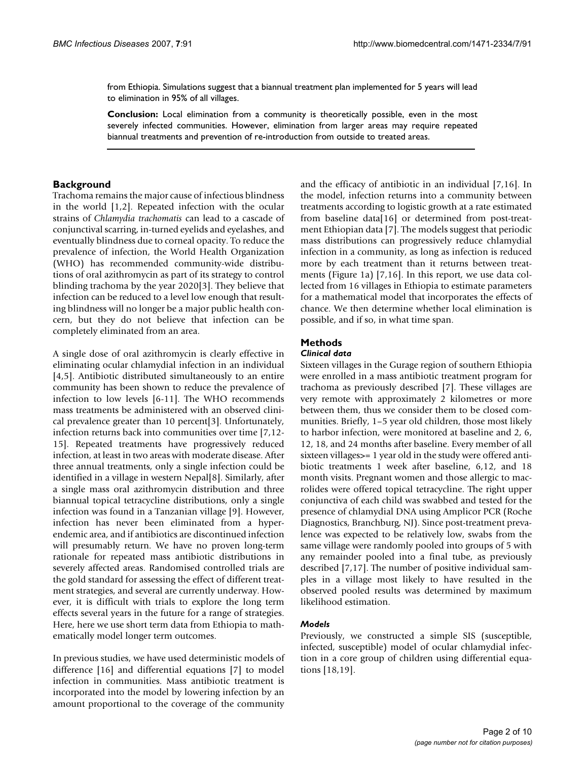from Ethiopia. Simulations suggest that a biannual treatment plan implemented for 5 years will lead to elimination in 95% of all villages.

**Conclusion:** Local elimination from a community is theoretically possible, even in the most severely infected communities. However, elimination from larger areas may require repeated biannual treatments and prevention of re-introduction from outside to treated areas.

## Background

Trachoma remains the major cause of infectious blindness in the world [1,2]. Repeated infection with the ocular strains of *Chlamydia trachomatis* can lead to a cascade of conjunctival scarring, in-turned eyelids and eyelashes, and eventually blindness due to corneal opacity. To reduce the prevalence of infection, the World Health Organization (WHO) has recommended community-wide distributions of oral azithromycin as part of its strategy to control blinding trachoma by the year 2020[3]. They believe that infection can be reduced to a level low enough that resulting blindness will no longer be a major public health concern, but they do not believe that infection can be completely eliminated from an area.

A single dose of oral azithromycin is clearly effective in eliminating ocular chlamydial infection in an individual [4,5]. Antibiotic distributed simultaneously to an entire community has been shown to reduce the prevalence of infection to low levels [6-11]. The WHO recommends mass treatments be administered with an observed clinical prevalence greater than 10 percent[3]. Unfortunately, infection returns back into communities over time [7,12-15]. Repeated treatments have progressively reduced infection, at least in two areas with moderate disease. After three annual treatments, only a single infection could be identified in a village in western Nepal[8]. Similarly, after a single mass oral azithromycin distribution and three biannual topical tetracycline distributions, only a single infection was found in a Tanzanian village [9]. However, infection has never been eliminated from a hyperendemic area, and if antibiotics are discontinued infection will presumably return. We have no proven long-term rationale for repeated mass antibiotic distributions in severely affected areas. Randomised controlled trials are the gold standard for assessing the effect of different treatment strategies, and several are currently underway. However, it is difficult with trials to explore the long term effects several years in the future for a range of strategies. Here, here we use short term data from Ethiopia to mathematically model longer term outcomes.

In previous studies, we have used deterministic models of difference [16] and differential equations [7] to model infection in communities. Mass antibiotic treatment is incorporated into the model by lowering infection by an amount proportional to the coverage of the community and the efficacy of antibiotic in an individual [7,16]. In the model, infection returns into a community between treatments according to logistic growth at a rate estimated from baseline data[16] or determined from post-treatment Ethiopian data [7]. The models suggest that periodic mass distributions can progressively reduce chlamydial infection in a community, as long as infection is reduced more by each treatment than it returns between treatments (Figure 1a) [7,16]. In this report, we use data collected from 16 villages in Ethiopia to estimate parameters for a mathematical model that incorporates the effects of chance. We then determine whether local elimination is possible, and if so, in what time span.

## Methods

### *Clinical data*

Sixteen villages in the Gurage region of southern Ethiopia were enrolled in a mass antibiotic treatment program for trachoma as previously described [7]. These villages are very remote with approximately 2 kilometres or more between them, thus we consider them to be closed communities. Briefly, 1–5 year old children, those most likely to harbor infection, were monitored at baseline and 2, 6, 12, 18, and 24 months after baseline. Every member of all sixteen villages>= 1 year old in the study were offered antibiotic treatments 1 week after baseline, 6,12, and 18 month visits. Pregnant women and those allergic to macrolides were offered topical tetracycline. The right upper conjunctiva of each child was swabbed and tested for the presence of chlamydial DNA using Amplicor PCR (Roche Diagnostics, Branchburg, NJ). Since post-treatment prevalence was expected to be relatively low, swabs from the same village were randomly pooled into groups of 5 with any remainder pooled into a final tube, as previously described [7,17]. The number of positive individual samples in a village most likely to have resulted in the observed pooled results was determined by maximum likelihood estimation.

### *Models*

Previously, we constructed a simple SIS (susceptible, infected, susceptible) model of ocular chlamydial infection in a core group of children using differential equations [18,19].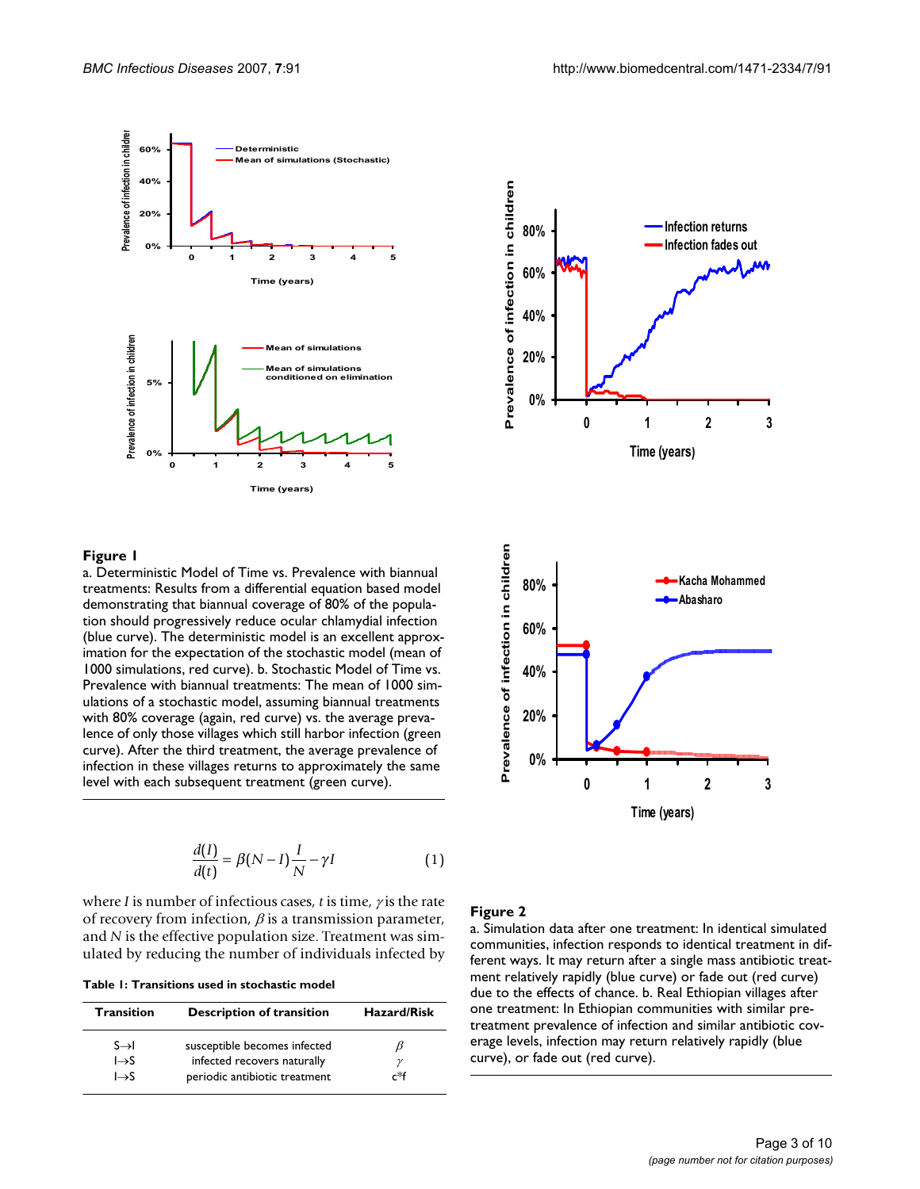**Figure 1**

a. Deterministic Model of Time vs. Prevalence with biannual treatments: Results from a differential equation based model demonstrating that biannual coverage of 80% of the population should progressively reduce ocular chlamydial infection (blue curve). The deterministic model is an excellent approximation for the expectation of the stochastic model (mean of 1000 simulations, red curve). b. Stochastic Model of Time vs. Prevalence with biannual treatments: The mean of 1000 simulations of a stochastic model, assuming biannual treatments with 80% coverage (again, red curve) vs. the average prevalence of only those villages which still harbor infection (green curve). After the third treatment, the average prevalence of infection in these villages returns to approximately the same level with each subsequent treatment (green curve).

$$\frac{d(I)}{d(t)} = \beta(N - I)\frac{I}{N} - \gamma I \qquad (1)$$

where $I$ is number of infectious cases, $t$ is time, $\gamma$ is the rate of recovery from infection, $\beta$ is a transmission parameter, and $N$ is the effective population size. Treatment was simulated by reducing the number of individuals infected by

**Table 1: Transitions used in stochastic model**

| Transition | Description of transition | Hazard/Risk |
|---|---|---|
| S→I | susceptible becomes infected | $\beta$ |
| I→S | infected recovers naturally | $\gamma$ |
| I→S | periodic antibiotic treatment | c*f |

**Figure 2**

a. Simulation data after one treatment: In identical simulated communities, infection responds to identical treatment in different ways. It may return after a single mass antibiotic treatment relatively rapidly (blue curve) or fade out (red curve) due to the effects of chance. b. Real Ethiopian villages after one treatment: In Ethiopian communities with similar pre-treatment prevalence of infection and similar antibiotic coverage levels, infection may return relatively rapidly (blue curve), or fade out (red curve).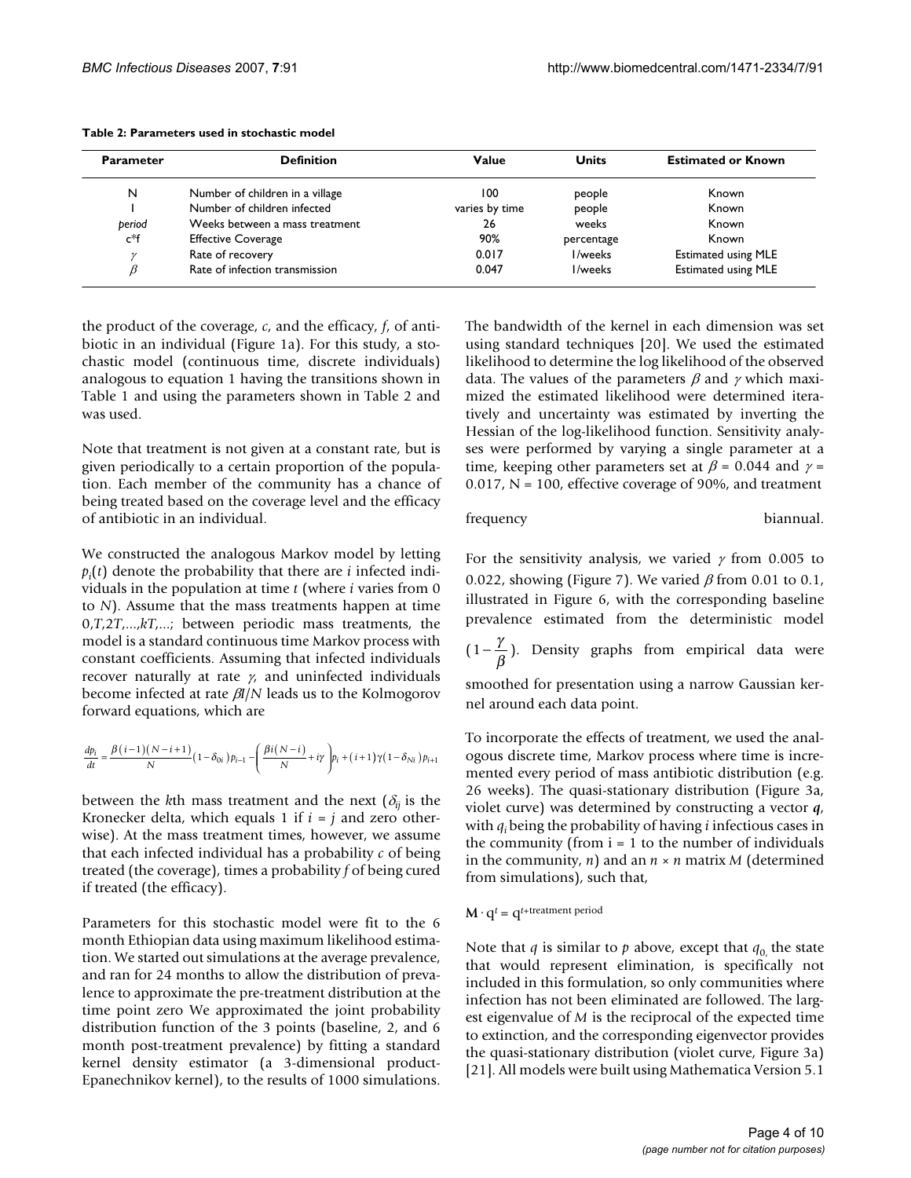**Table 2: Parameters used in stochastic model**

| Parameter | Definition | Value | Units | Estimated or Known |
|---|---|---|---|---|
| N | Number of children in a village | 100 | people | Known |
| I | Number of children infected | varies by time | people | Known |
| *period* | Weeks between a mass treatment | 26 | weeks | Known |
| c*f | Effective Coverage | 90% | percentage | Known |
| $\gamma$ | Rate of recovery | 0.017 | 1/weeks | Estimated using MLE |
| $\beta$ | Rate of infection transmission | 0.047 | 1/weeks | Estimated using MLE |

the product of the coverage, $c$, and the efficacy, $f$, of antibiotic in an individual (Figure 1a). For this study, a stochastic model (continuous time, discrete individuals) analogous to equation 1 having the transitions shown in Table 1 and using the parameters shown in Table 2 and was used.

Note that treatment is not given at a constant rate, but is given periodically to a certain proportion of the population. Each member of the community has a chance of being treated based on the coverage level and the efficacy of antibiotic in an individual.

We constructed the analogous Markov model by letting $p_i(t)$ denote the probability that there are $i$ infected individuals in the population at time $t$ (where $i$ varies from 0 to $N$). Assume that the mass treatments happen at time $0, T, 2T, \ldots, kT, \ldots$; between periodic mass treatments, the model is a standard continuous time Markov process with constant coefficients. Assuming that infected individuals recover naturally at rate $\gamma$, and uninfected individuals become infected at rate $\beta I/N$ leads us to the Kolmogorov forward equations, which are

$$\frac{dp_i}{dt} = \frac{\beta(i-1)(N-i+1)}{N}(1-\delta_{0i})p_{i-1} - \left(\frac{\beta i(N-i)}{N} + i\gamma\right)p_i + (i+1)\gamma(1-\delta_{Ni})p_{i+1}$$

between the $k$th mass treatment and the next ($\delta_{ij}$ is the Kronecker delta, which equals 1 if $i = j$ and zero otherwise). At the mass treatment times, however, we assume that each infected individual has a probability $c$ of being treated (the coverage), times a probability $f$ of being cured if treated (the efficacy).

Parameters for this stochastic model were fit to the 6 month Ethiopian data using maximum likelihood estimation. We started out simulations at the average prevalence, and ran for 24 months to allow the distribution of prevalence to approximate the pre-treatment distribution at the time point zero We approximated the joint probability distribution function of the 3 points (baseline, 2, and 6 month post-treatment prevalence) by fitting a standard kernel density estimator (a 3-dimensional product-Epanechnikov kernel), to the results of 1000 simulations. The bandwidth of the kernel in each dimension was set using standard techniques [20]. We used the estimated likelihood to determine the log likelihood of the observed data. The values of the parameters $\beta$ and $\gamma$ which maximized the estimated likelihood were determined iteratively and uncertainty was estimated by inverting the Hessian of the log-likelihood function. Sensitivity analyses were performed by varying a single parameter at a time, keeping other parameters set at $\beta = 0.044$ and $\gamma = 0.017$, $N = 100$, effective coverage of 90%, and treatment frequency biannual.

For the sensitivity analysis, we varied $\gamma$ from 0.005 to 0.022, showing (Figure 7). We varied $\beta$ from 0.01 to 0.1, illustrated in Figure 6, with the corresponding baseline prevalence estimated from the deterministic model $(1-\frac{\gamma}{\beta})$. Density graphs from empirical data were smoothed for presentation using a narrow Gaussian kernel around each data point.

To incorporate the effects of treatment, we used the analogous discrete time, Markov process where time is incremented every period of mass antibiotic distribution (e.g. 26 weeks). The quasi-stationary distribution (Figure 3a, violet curve) was determined by constructing a vector $\boldsymbol{q}$, with $q_i$ being the probability of having $i$ infectious cases in the community (from i = 1 to the number of individuals in the community, $n$) and an $n \times n$ matrix $M$ (determined from simulations), such that,

$$\mathbf{M} \cdot \mathrm{q}^t = \mathrm{q}^{t+\text{treatment period}}$$

Note that $q$ is similar to $p$ above, except that $q_0$, the state that would represent elimination, is specifically not included in this formulation, so only communities where infection has not been eliminated are followed. The largest eigenvalue of $M$ is the reciprocal of the expected time to extinction, and the corresponding eigenvector provides the quasi-stationary distribution (violet curve, Figure 3a) [21]. All models were built using Mathematica Version 5.1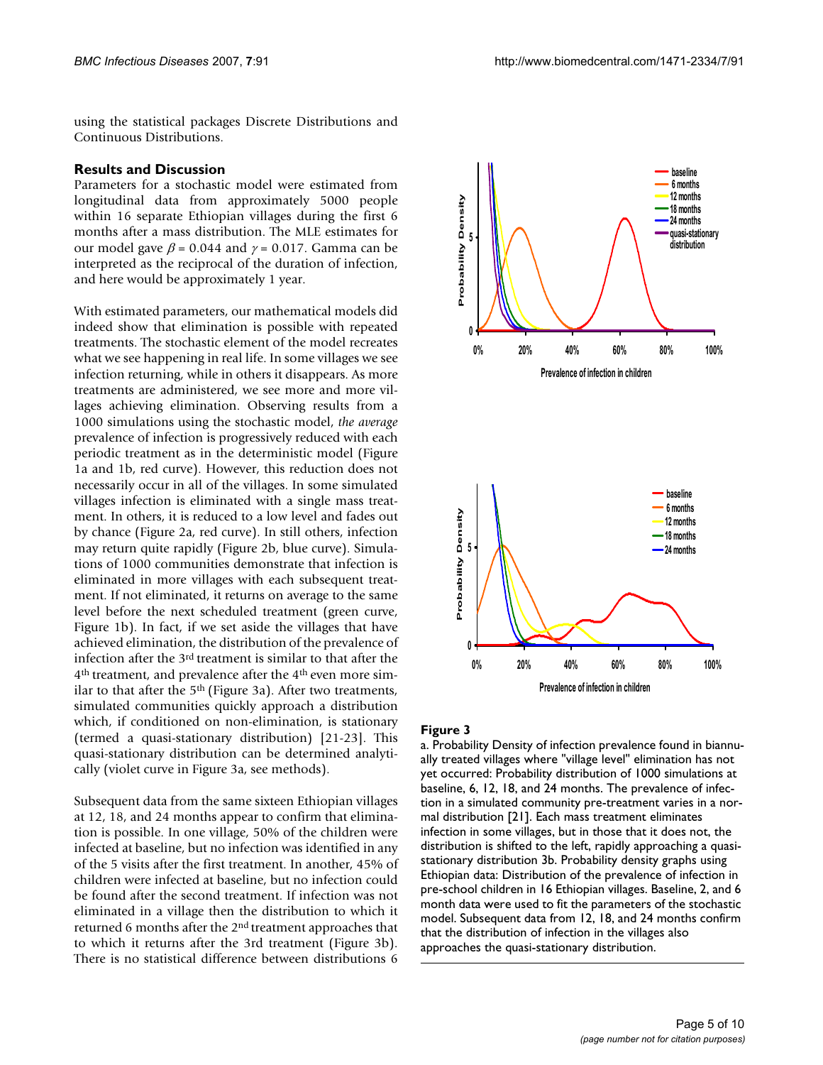using the statistical packages Discrete Distributions and Continuous Distributions.

## Results and Discussion

Parameters for a stochastic model were estimated from longitudinal data from approximately 5000 people within 16 separate Ethiopian villages during the first 6 months after a mass distribution. The MLE estimates for our model gave $\beta = 0.044$ and $\gamma = 0.017$. Gamma can be interpreted as the reciprocal of the duration of infection, and here would be approximately 1 year.

With estimated parameters, our mathematical models did indeed show that elimination is possible with repeated treatments. The stochastic element of the model recreates what we see happening in real life. In some villages we see infection returning, while in others it disappears. As more treatments are administered, we see more and more villages achieving elimination. Observing results from a 1000 simulations using the stochastic model, *the average* prevalence of infection is progressively reduced with each periodic treatment as in the deterministic model (Figure 1a and 1b, red curve). However, this reduction does not necessarily occur in all of the villages. In some simulated villages infection is eliminated with a single mass treatment. In others, it is reduced to a low level and fades out by chance (Figure 2a, red curve). In still others, infection may return quite rapidly (Figure 2b, blue curve). Simulations of 1000 communities demonstrate that infection is eliminated in more villages with each subsequent treatment. If not eliminated, it returns on average to the same level before the next scheduled treatment (green curve, Figure 1b). In fact, if we set aside the villages that have achieved elimination, the distribution of the prevalence of infection after the 3rd treatment is similar to that after the 4th treatment, and prevalence after the 4th even more similar to that after the 5th (Figure 3a). After two treatments, simulated communities quickly approach a distribution which, if conditioned on non-elimination, is stationary (termed a quasi-stationary distribution) [21-23]. This quasi-stationary distribution can be determined analytically (violet curve in Figure 3a, see methods).

Subsequent data from the same sixteen Ethiopian villages at 12, 18, and 24 months appear to confirm that elimination is possible. In one village, 50% of the children were infected at baseline, but no infection was identified in any of the 5 visits after the first treatment. In another, 45% of children were infected at baseline, but no infection could be found after the second treatment. If infection was not eliminated in a village then the distribution to which it returned 6 months after the 2nd treatment approaches that to which it returns after the 3rd treatment (Figure 3b). There is no statistical difference between distributions 6

**Figure 3**

a. Probability Density of infection prevalence found in biannually treated villages where "village level" elimination has not yet occurred: Probability distribution of 1000 simulations at baseline, 6, 12, 18, and 24 months. The prevalence of infection in a simulated community pre-treatment varies in a normal distribution [21]. Each mass treatment eliminates infection in some villages, but in those that it does not, the distribution is shifted to the left, rapidly approaching a quasi-stationary distribution 3b. Probability density graphs using Ethiopian data: Distribution of the prevalence of infection in pre-school children in 16 Ethiopian villages. Baseline, 2, and 6 month data were used to fit the parameters of the stochastic model. Subsequent data from 12, 18, and 24 months confirm that the distribution of infection in the villages also approaches the quasi-stationary distribution.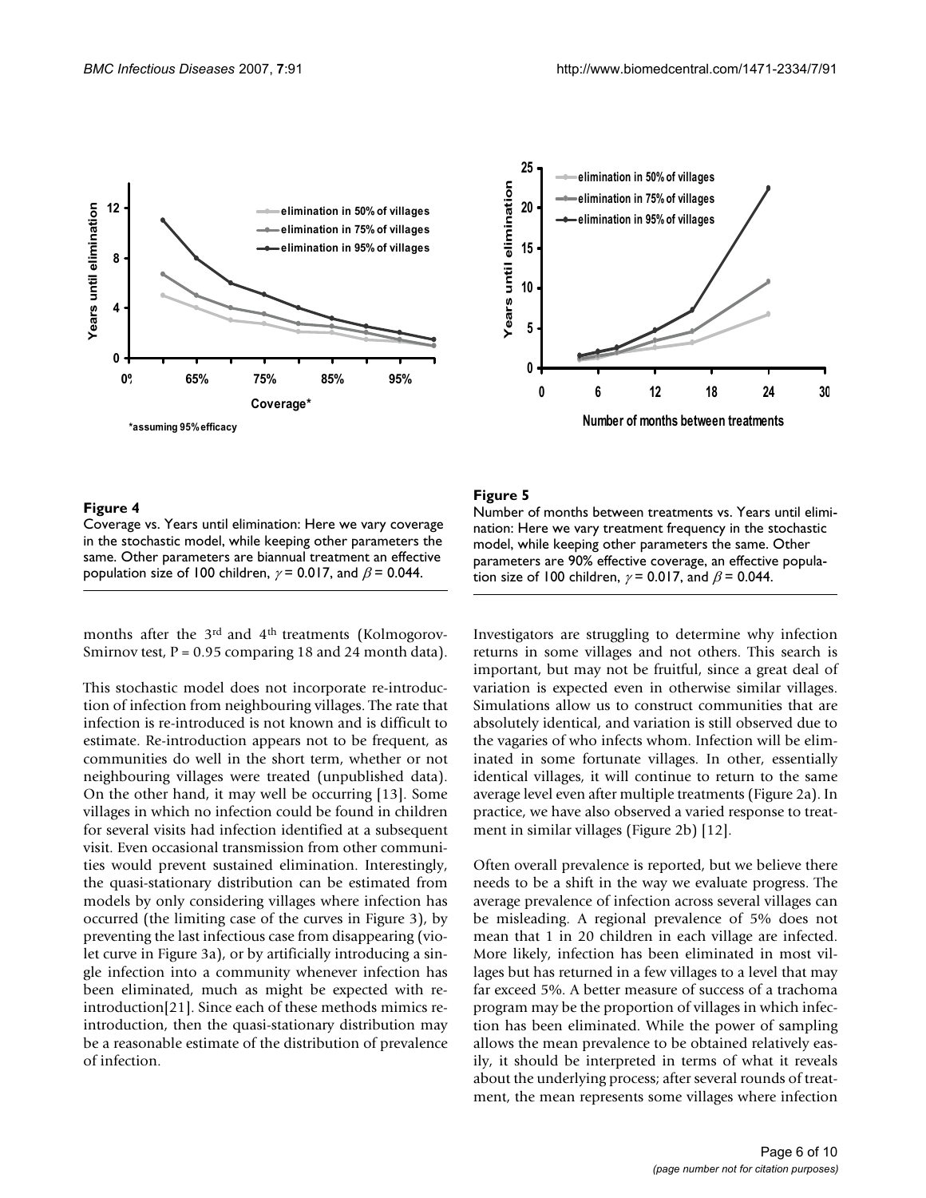**Figure 4**

Coverage vs. Years until elimination: Here we vary coverage in the stochastic model, while keeping other parameters the same. Other parameters are biannual treatment an effective population size of 100 children, $\gamma = 0.017$, and $\beta = 0.044$.

**Figure 5**

Number of months between treatments vs. Years until elimination: Here we vary treatment frequency in the stochastic model, while keeping other parameters the same. Other parameters are 90% effective coverage, an effective population size of 100 children, $\gamma = 0.017$, and $\beta = 0.044$.

months after the 3rd and 4th treatments (Kolmogorov-Smirnov test, P = 0.95 comparing 18 and 24 month data).

This stochastic model does not incorporate re-introduction of infection from neighbouring villages. The rate that infection is re-introduced is not known and is difficult to estimate. Re-introduction appears not to be frequent, as communities do well in the short term, whether or not neighbouring villages were treated (unpublished data). On the other hand, it may well be occurring [13]. Some villages in which no infection could be found in children for several visits had infection identified at a subsequent visit. Even occasional transmission from other communities would prevent sustained elimination. Interestingly, the quasi-stationary distribution can be estimated from models by only considering villages where infection has occurred (the limiting case of the curves in Figure 3), by preventing the last infectious case from disappearing (violet curve in Figure 3a), or by artificially introducing a single infection into a community whenever infection has been eliminated, much as might be expected with re-introduction[21]. Since each of these methods mimics re-introduction, then the quasi-stationary distribution may be a reasonable estimate of the distribution of prevalence of infection.

Investigators are struggling to determine why infection returns in some villages and not others. This search is important, but may not be fruitful, since a great deal of variation is expected even in otherwise similar villages. Simulations allow us to construct communities that are absolutely identical, and variation is still observed due to the vagaries of who infects whom. Infection will be eliminated in some fortunate villages. In other, essentially identical villages, it will continue to return to the same average level even after multiple treatments (Figure 2a). In practice, we have also observed a varied response to treatment in similar villages (Figure 2b) [12].

Often overall prevalence is reported, but we believe there needs to be a shift in the way we evaluate progress. The average prevalence of infection across several villages can be misleading. A regional prevalence of 5% does not mean that 1 in 20 children in each village are infected. More likely, infection has been eliminated in most villages but has returned in a few villages to a level that may far exceed 5%. A better measure of success of a trachoma program may be the proportion of villages in which infection has been eliminated. While the power of sampling allows the mean prevalence to be obtained relatively easily, it should be interpreted in terms of what it reveals about the underlying process; after several rounds of treatment, the mean represents some villages where infection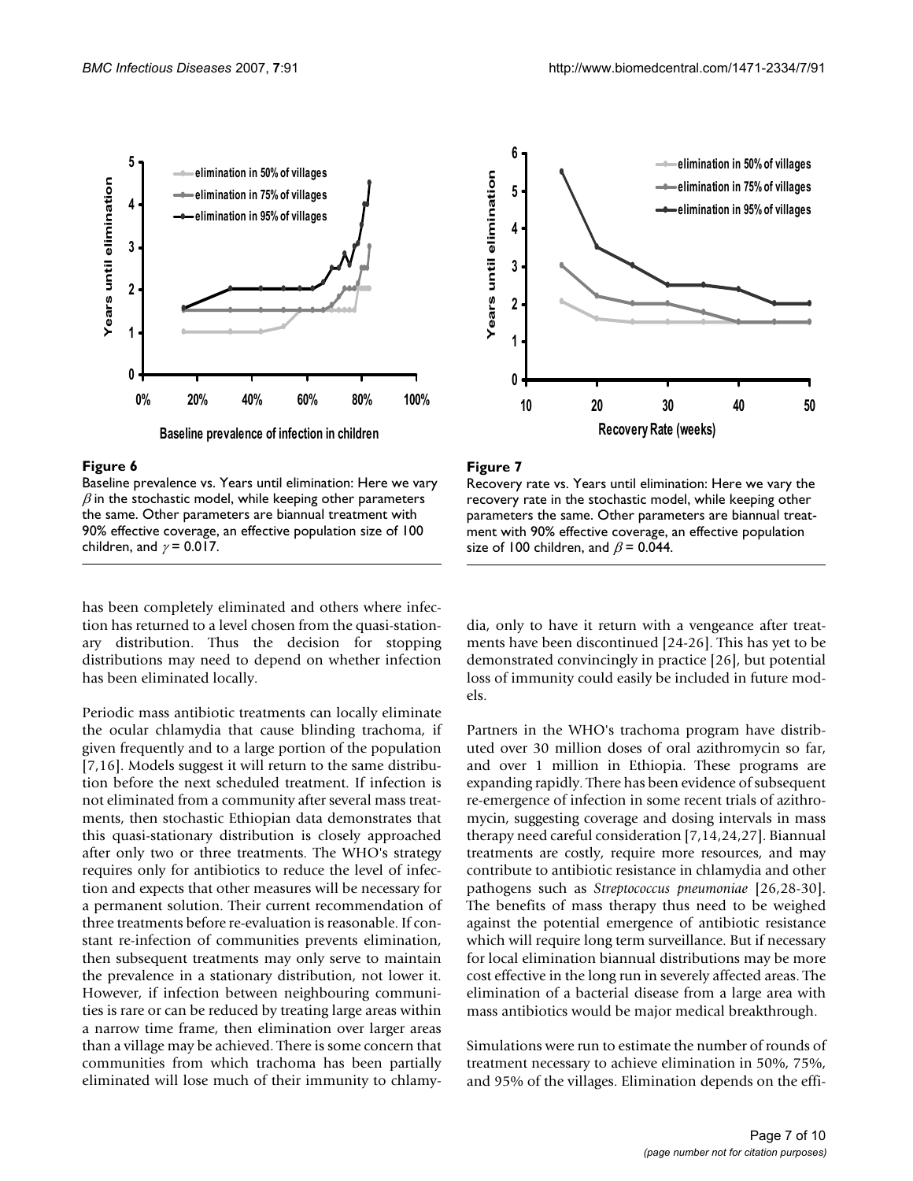**Figure 6**

Baseline prevalence vs. Years until elimination: Here we vary $\beta$ in the stochastic model, while keeping other parameters the same. Other parameters are biannual treatment with 90% effective coverage, an effective population size of 100 children, and $\gamma = 0.017$.

**Figure 7**

Recovery rate vs. Years until elimination: Here we vary the recovery rate in the stochastic model, while keeping other parameters the same. Other parameters are biannual treatment with 90% effective coverage, an effective population size of 100 children, and $\beta = 0.044$.

has been completely eliminated and others where infection has returned to a level chosen from the quasi-stationary distribution. Thus the decision for stopping distributions may need to depend on whether infection has been eliminated locally.

Periodic mass antibiotic treatments can locally eliminate the ocular chlamydia that cause blinding trachoma, if given frequently and to a large portion of the population [7,16]. Models suggest it will return to the same distribution before the next scheduled treatment. If infection is not eliminated from a community after several mass treatments, then stochastic Ethiopian data demonstrates that this quasi-stationary distribution is closely approached after only two or three treatments. The WHO's strategy requires only for antibiotics to reduce the level of infection and expects that other measures will be necessary for a permanent solution. Their current recommendation of three treatments before re-evaluation is reasonable. If constant re-infection of communities prevents elimination, then subsequent treatments may only serve to maintain the prevalence in a stationary distribution, not lower it. However, if infection between neighbouring communities is rare or can be reduced by treating large areas within a narrow time frame, then elimination over larger areas than a village may be achieved. There is some concern that communities from which trachoma has been partially eliminated will lose much of their immunity to chlamydia, only to have it return with a vengeance after treatments have been discontinued [24-26]. This has yet to be demonstrated convincingly in practice [26], but potential loss of immunity could easily be included in future models.

Partners in the WHO's trachoma program have distributed over 30 million doses of oral azithromycin so far, and over 1 million in Ethiopia. These programs are expanding rapidly. There has been evidence of subsequent re-emergence of infection in some recent trials of azithromycin, suggesting coverage and dosing intervals in mass therapy need careful consideration [7,14,24,27]. Biannual treatments are costly, require more resources, and may contribute to antibiotic resistance in chlamydia and other pathogens such as *Streptococcus pneumoniae* [26,28-30]. The benefits of mass therapy thus need to be weighed against the potential emergence of antibiotic resistance which will require long term surveillance. But if necessary for local elimination biannual distributions may be more cost effective in the long run in severely affected areas. The elimination of a bacterial disease from a large area with mass antibiotics would be major medical breakthrough.

Simulations were run to estimate the number of rounds of treatment necessary to achieve elimination in 50%, 75%, and 95% of the villages. Elimination depends on the effi-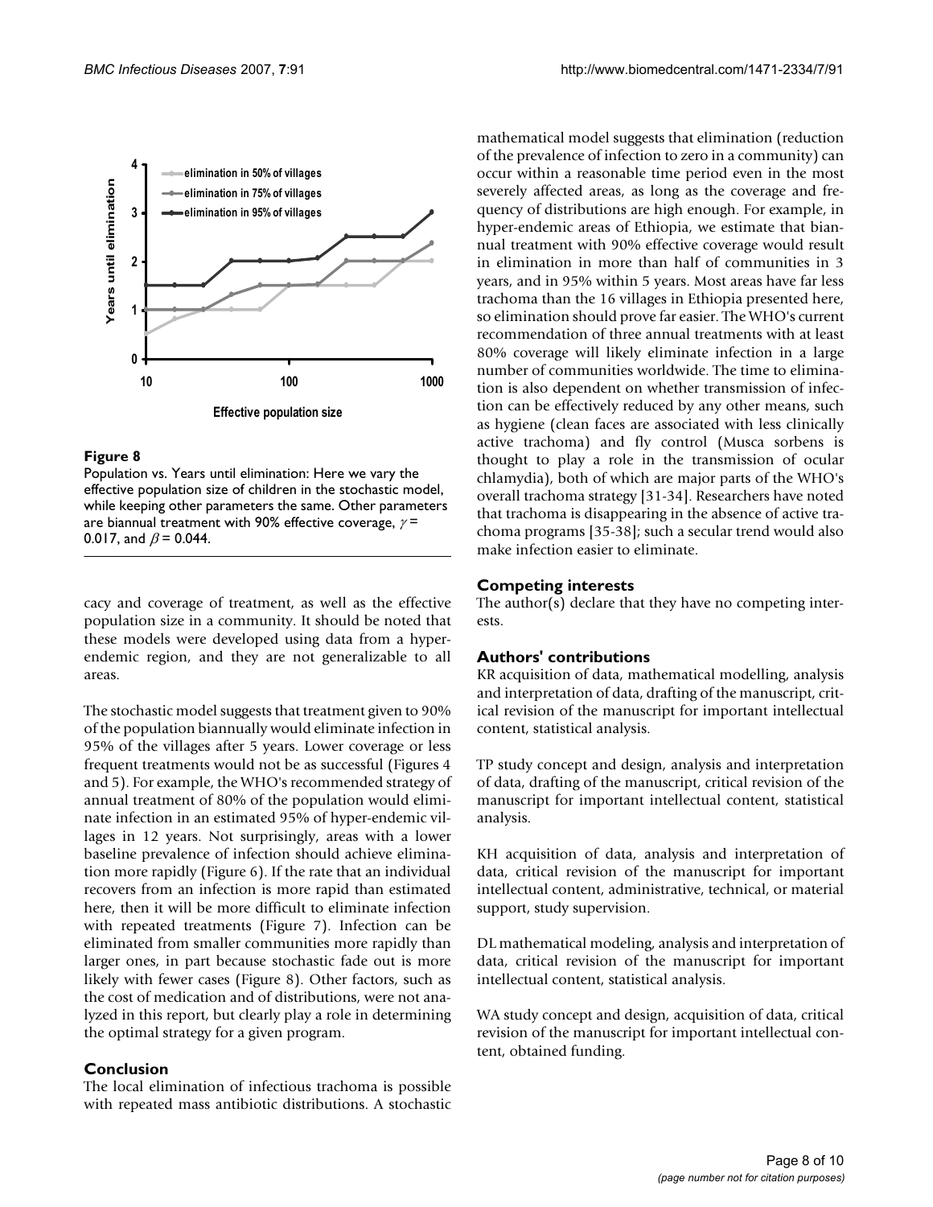**Figure 8**

Population vs. Years until elimination: Here we vary the effective population size of children in the stochastic model, while keeping other parameters the same. Other parameters are biannual treatment with 90% effective coverage, $\gamma$ = 0.017, and $\beta$ = 0.044.

cacy and coverage of treatment, as well as the effective population size in a community. It should be noted that these models were developed using data from a hyperendemic region, and they are not generalizable to all areas.

The stochastic model suggests that treatment given to 90% of the population biannually would eliminate infection in 95% of the villages after 5 years. Lower coverage or less frequent treatments would not be as successful (Figures 4 and 5). For example, the WHO's recommended strategy of annual treatment of 80% of the population would eliminate infection in an estimated 95% of hyper-endemic villages in 12 years. Not surprisingly, areas with a lower baseline prevalence of infection should achieve elimination more rapidly (Figure 6). If the rate that an individual recovers from an infection is more rapid than estimated here, then it will be more difficult to eliminate infection with repeated treatments (Figure 7). Infection can be eliminated from smaller communities more rapidly than larger ones, in part because stochastic fade out is more likely with fewer cases (Figure 8). Other factors, such as the cost of medication and of distributions, were not analyzed in this report, but clearly play a role in determining the optimal strategy for a given program.

## Conclusion

The local elimination of infectious trachoma is possible with repeated mass antibiotic distributions. A stochastic mathematical model suggests that elimination (reduction of the prevalence of infection to zero in a community) can occur within a reasonable time period even in the most severely affected areas, as long as the coverage and frequency of distributions are high enough. For example, in hyper-endemic areas of Ethiopia, we estimate that biannual treatment with 90% effective coverage would result in elimination in more than half of communities in 3 years, and in 95% within 5 years. Most areas have far less trachoma than the 16 villages in Ethiopia presented here, so elimination should prove far easier. The WHO's current recommendation of three annual treatments with at least 80% coverage will likely eliminate infection in a large number of communities worldwide. The time to elimination is also dependent on whether transmission of infection can be effectively reduced by any other means, such as hygiene (clean faces are associated with less clinically active trachoma) and fly control (Musca sorbens is thought to play a role in the transmission of ocular chlamydia), both of which are major parts of the WHO's overall trachoma strategy [31-34]. Researchers have noted that trachoma is disappearing in the absence of active trachoma programs [35-38]; such a secular trend would also make infection easier to eliminate.

## Competing interests

The author(s) declare that they have no competing interests.

## Authors' contributions

KR acquisition of data, mathematical modelling, analysis and interpretation of data, drafting of the manuscript, critical revision of the manuscript for important intellectual content, statistical analysis.

TP study concept and design, analysis and interpretation of data, drafting of the manuscript, critical revision of the manuscript for important intellectual content, statistical analysis.

KH acquisition of data, analysis and interpretation of data, critical revision of the manuscript for important intellectual content, administrative, technical, or material support, study supervision.

DL mathematical modeling, analysis and interpretation of data, critical revision of the manuscript for important intellectual content, statistical analysis.

WA study concept and design, acquisition of data, critical revision of the manuscript for important intellectual content, obtained funding.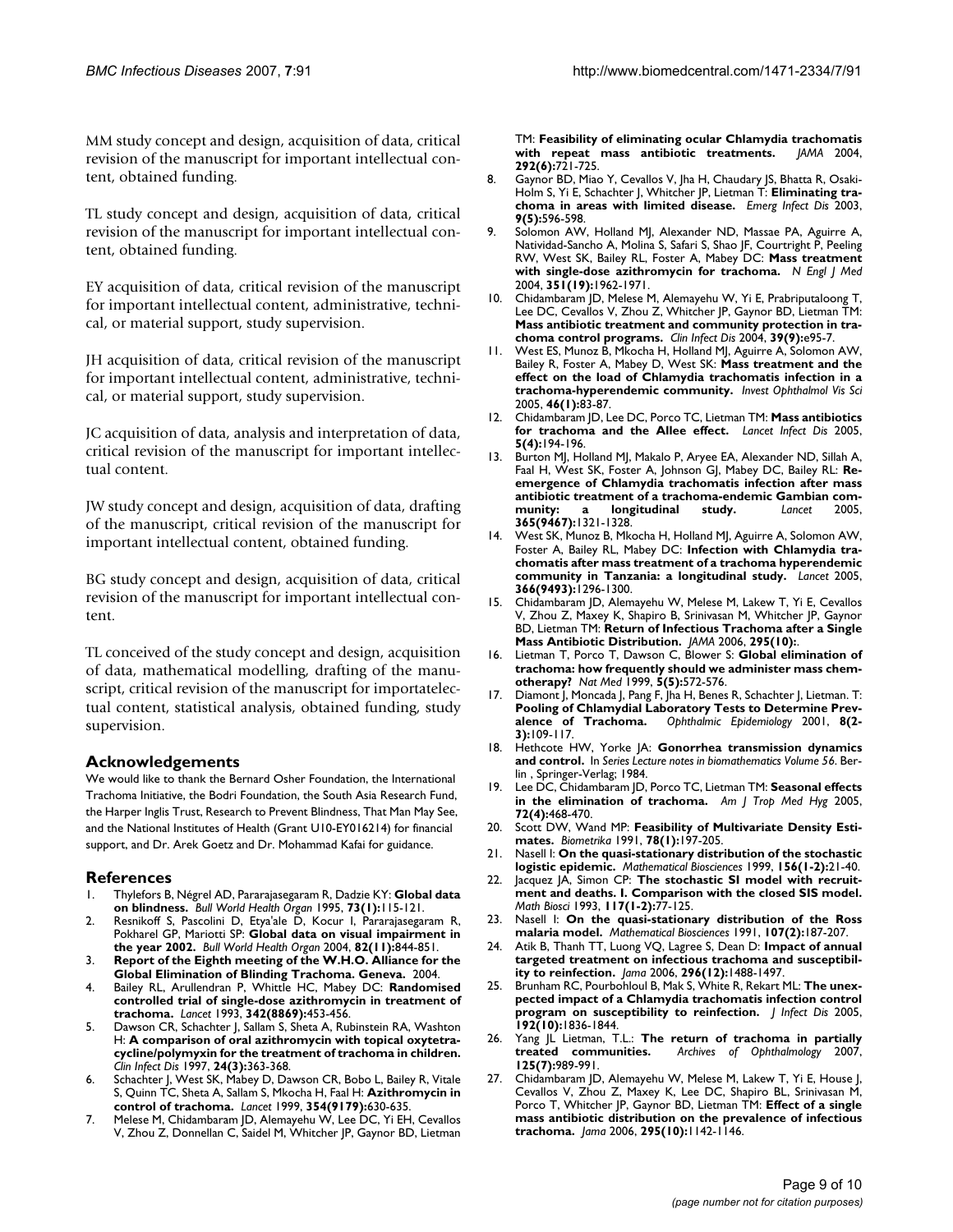MM study concept and design, acquisition of data, critical revision of the manuscript for important intellectual content, obtained funding.

TL study concept and design, acquisition of data, critical revision of the manuscript for important intellectual content, obtained funding.

EY acquisition of data, critical revision of the manuscript for important intellectual content, administrative, technical, or material support, study supervision.

JH acquisition of data, critical revision of the manuscript for important intellectual content, administrative, technical, or material support, study supervision.

JC acquisition of data, analysis and interpretation of data, critical revision of the manuscript for important intellectual content.

JW study concept and design, acquisition of data, drafting of the manuscript, critical revision of the manuscript for important intellectual content, obtained funding.

BG study concept and design, acquisition of data, critical revision of the manuscript for important intellectual content.

TL conceived of the study concept and design, acquisition of data, mathematical modelling, drafting of the manuscript, critical revision of the manuscript for importatelectual content, statistical analysis, obtained funding, study supervision.

## Acknowledgements

We would like to thank the Bernard Osher Foundation, the International Trachoma Initiative, the Bodri Foundation, the South Asia Research Fund, the Harper Inglis Trust, Research to Prevent Blindness, That Man May See, and the National Institutes of Health (Grant U10-EY016214) for financial support, and Dr. Arek Goetz and Dr. Mohammad Kafai for guidance.

## References

1. Thylefors B, Négrel AD, Pararajasegaram R, Dadzie KY: **Global data on blindness.** *Bull World Health Organ* 1995, **73(1):**115-121.
2. Resnikoff S, Pascolini D, Etya'ale D, Kocur I, Pararajasegaram R, Pokharel GP, Mariotti SP: **Global data on visual impairment in the year 2002.** *Bull World Health Organ* 2004, **82(11):**844-851.
3. **Report of the Eighth meeting of the W.H.O. Alliance for the Global Elimination of Blinding Trachoma. Geneva.** 2004.
4. Bailey RL, Arullendran P, Whittle HC, Mabey DC: **Randomised controlled trial of single-dose azithromycin in treatment of trachoma.** *Lancet* 1993, **342(8869):**453-456.
5. Dawson CR, Schachter J, Sallam S, Sheta A, Rubinstein RA, Washton H: **A comparison of oral azithromycin with topical oxytetracycline/polymyxin for the treatment of trachoma in children.** *Clin Infect Dis* 1997, **24(3):**363-368.
6. Schachter J, West SK, Mabey D, Dawson CR, Bobo L, Bailey R, Vitale S, Quinn TC, Sheta A, Sallam S, Mkocha H, Faal H: **Azithromycin in control of trachoma.** *Lancet* 1999, **354(9179):**630-635.
7. Melese M, Chidambaram JD, Alemayehu W, Lee DC, Yi EH, Cevallos V, Zhou Z, Donnellan C, Saidel M, Whitcher JP, Gaynor BD, Lietman TM: **Feasibility of eliminating ocular Chlamydia trachomatis with repeat mass antibiotic treatments.** *JAMA* 2004, **292(6):**721-725.
8. Gaynor BD, Miao Y, Cevallos V, Jha H, Chaudary JS, Bhatta R, Osaki-Holm S, Yi E, Schachter J, Whitcher JP, Lietman T: **Eliminating trachoma in areas with limited disease.** *Emerg Infect Dis* 2003, **9(5):**596-598.
9. Solomon AW, Holland MJ, Alexander ND, Massae PA, Aguirre A, Natividad-Sancho A, Molina S, Safari S, Shao JF, Courtright P, Peeling RW, West SK, Bailey RL, Foster A, Mabey DC: **Mass treatment with single-dose azithromycin for trachoma.** *N Engl J Med* 2004, **351(19):**1962-1971.
10. Chidambaram JD, Melese M, Alemayehu W, Yi E, Prabriputaloong T, Lee DC, Cevallos V, Zhou Z, Whitcher JP, Gaynor BD, Lietman TM: **Mass antibiotic treatment and community protection in trachoma control programs.** *Clin Infect Dis* 2004, **39(9):**e95-7.
11. West ES, Munoz B, Mkocha H, Holland MJ, Aguirre A, Solomon AW, Bailey R, Foster A, Mabey D, West SK: **Mass treatment and the effect on the load of Chlamydia trachomatis infection in a trachoma-hyperendemic community.** *Invest Ophthalmol Vis Sci* 2005, **46(1):**83-87.
12. Chidambaram JD, Lee DC, Porco TC, Lietman TM: **Mass antibiotics for trachoma and the Allee effect.** *Lancet Infect Dis* 2005, **5(4):**194-196.
13. Burton MJ, Holland MJ, Makalo P, Aryee EA, Alexander ND, Sillah A, Faal H, West SK, Foster A, Johnson GJ, Mabey DC, Bailey RL: **Re-emergence of Chlamydia trachomatis infection after mass antibiotic treatment of a trachoma-endemic Gambian community: a longitudinal study.** *Lancet* 2005, **365(9467):**1321-1328.
14. West SK, Munoz B, Mkocha H, Holland MJ, Aguirre A, Solomon AW, Foster A, Bailey RL, Mabey DC: **Infection with Chlamydia trachomatis after mass treatment of a trachoma hyperendemic community in Tanzania: a longitudinal study.** *Lancet* 2005, **366(9493):**1296-1300.
15. Chidambaram JD, Alemayehu W, Melese M, Lakew T, Yi E, Cevallos V, Zhou Z, Maxey K, Shapiro B, Srinivasan M, Whitcher JP, Gaynor BD, Lietman TM: **Return of Infectious Trachoma after a Single Mass Antibiotic Distribution.** *JAMA* 2006, **295(10):**.
16. Lietman T, Porco T, Dawson C, Blower S: **Global elimination of trachoma: how frequently should we administer mass chemotherapy?** *Nat Med* 1999, **5(5):**572-576.
17. Diamont J, Moncada J, Pang F, Jha H, Benes R, Schachter J, Lietman. T: **Pooling of Chlamydial Laboratory Tests to Determine Prevalence of Trachoma.** *Ophthalmic Epidemiology* 2001, **8(2-3):**109-117.
18. Hethcote HW, Yorke JA: **Gonorrhea transmission dynamics and control.** In *Series Lecture notes in biomathematics Volume 56*. Berlin , Springer-Verlag; 1984.
19. Lee DC, Chidambaram JD, Porco TC, Lietman TM: **Seasonal effects in the elimination of trachoma.** *Am J Trop Med Hyg* 2005, **72(4):**468-470.
20. Scott DW, Wand MP: **Feasibility of Multivariate Density Estimates.** *Biometrika* 1991, **78(1):**197-205.
21. Nasell I: **On the quasi-stationary distribution of the stochastic logistic epidemic.** *Mathematical Biosciences* 1999, **156(1-2):**21-40.
22. Jacquez JA, Simon CP: **The stochastic SI model with recruitment and deaths. I. Comparison with the closed SIS model.** *Math Biosci* 1993, **117(1-2):**77-125.
23. Nasell I: **On the quasi-stationary distribution of the Ross malaria model.** *Mathematical Biosciences* 1991, **107(2):**187-207.
24. Atik B, Thanh TT, Luong VQ, Lagree S, Dean D: **Impact of annual targeted treatment on infectious trachoma and susceptibility to reinfection.** *Jama* 2006, **296(12):**1488-1497.
25. Brunham RC, Pourbohloul B, Mak S, White R, Rekart ML: **The unexpected impact of a Chlamydia trachomatis infection control program on susceptibility to reinfection.** *J Infect Dis* 2005, **192(10):**1836-1844.
26. Yang JL Lietman, T.L.: **The return of trachoma in partially treated communities.** *Archives of Ophthalmology* 2007, **125(7):**989-991.
27. Chidambaram JD, Alemayehu W, Melese M, Lakew T, Yi E, House J, Cevallos V, Zhou Z, Maxey K, Lee DC, Shapiro BL, Srinivasan M, Porco T, Whitcher JP, Gaynor BD, Lietman TM: **Effect of a single mass antibiotic distribution on the prevalence of infectious trachoma.** *Jama* 2006, **295(10):**1142-1146.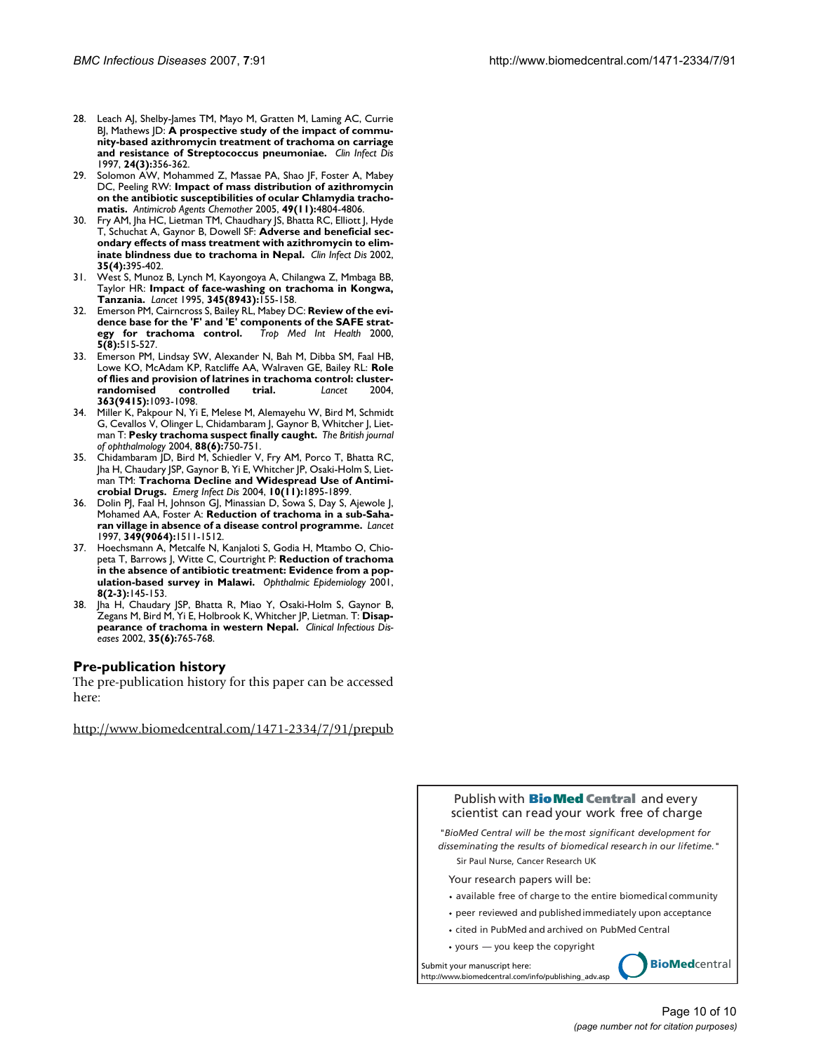28. Leach AJ, Shelby-James TM, Mayo M, Gratten M, Laming AC, Currie BJ, Mathews JD: **A prospective study of the impact of community-based azithromycin treatment of trachoma on carriage and resistance of Streptococcus pneumoniae.** *Clin Infect Dis* 1997, **24(3):**356-362.
29. Solomon AW, Mohammed Z, Massae PA, Shao JF, Foster A, Mabey DC, Peeling RW: **Impact of mass distribution of azithromycin on the antibiotic susceptibilities of ocular Chlamydia trachomatis.** *Antimicrob Agents Chemother* 2005, **49(11):**4804-4806.
30. Fry AM, Jha HC, Lietman TM, Chaudhary JS, Bhatta RC, Elliott J, Hyde T, Schuchat A, Gaynor B, Dowell SF: **Adverse and beneficial secondary effects of mass treatment with azithromycin to eliminate blindness due to trachoma in Nepal.** *Clin Infect Dis* 2002, **35(4):**395-402.
31. West S, Munoz B, Lynch M, Kayongoya A, Chilangwa Z, Mmbaga BB, Taylor HR: **Impact of face-washing on trachoma in Kongwa, Tanzania.** *Lancet* 1995, **345(8943):**155-158.
32. Emerson PM, Cairncross S, Bailey RL, Mabey DC: **Review of the evidence base for the 'F' and 'E' components of the SAFE strategy for trachoma control.** *Trop Med Int Health* 2000, **5(8):**515-527.
33. Emerson PM, Lindsay SW, Alexander N, Bah M, Dibba SM, Faal HB, Lowe KO, McAdam KP, Ratcliffe AA, Walraven GE, Bailey RL: **Role of flies and provision of latrines in trachoma control: cluster-randomised controlled trial.** *Lancet* 2004, **363(9415):**1093-1098.
34. Miller K, Pakpour N, Yi E, Melese M, Alemayehu W, Bird M, Schmidt G, Cevallos V, Olinger L, Chidambaram J, Gaynor B, Whitcher J, Lietman T: **Pesky trachoma suspect finally caught.** *The British journal of ophthalmology* 2004, **88(6):**750-751.
35. Chidambaram JD, Bird M, Schiedler V, Fry AM, Porco T, Bhatta RC, Jha H, Chaudary JSP, Gaynor B, Yi E, Whitcher JP, Osaki-Holm S, Lietman TM: **Trachoma Decline and Widespread Use of Antimicrobial Drugs.** *Emerg Infect Dis* 2004, **10(11):**1895-1899.
36. Dolin PJ, Faal H, Johnson GJ, Minassian D, Sowa S, Day S, Ajewole J, Mohamed AA, Foster A: **Reduction of trachoma in a sub-Saharan village in absence of a disease control programme.** *Lancet* 1997, **349(9064):**1511-1512.
37. Hoechsmann A, Metcalfe N, Kanjaloti S, Godia H, Mtambo O, Chiopeta T, Barrows J, Witte C, Courtright P: **Reduction of trachoma in the absence of antibiotic treatment: Evidence from a population-based survey in Malawi.** *Ophthalmic Epidemiology* 2001, **8(2-3):**145-153.
38. Jha H, Chaudary JSP, Bhatta R, Miao Y, Osaki-Holm S, Gaynor B, Zegans M, Bird M, Yi E, Holbrook K, Whitcher JP, Lietman. T: **Disappearance of trachoma in western Nepal.** *Clinical Infectious Diseases* 2002, **35(6):**765-768.

## Pre-publication history

The pre-publication history for this paper can be accessed here:

http://www.biomedcentral.com/1471-2334/7/91/prepub

Publish with **BioMed Central** and every scientist can read your work free of charge

*"BioMed Central will be the most significant development for disseminating the results of biomedical research in our lifetime."*

Sir Paul Nurse, Cancer Research UK

Your research papers will be:

- available free of charge to the entire biomedical community
- peer reviewed and published immediately upon acceptance
- cited in PubMed and archived on PubMed Central
- yours — you keep the copyright

Submit your manuscript here:
http://www.biomedcentral.com/info/publishing_adv.asp

BioMedcentral